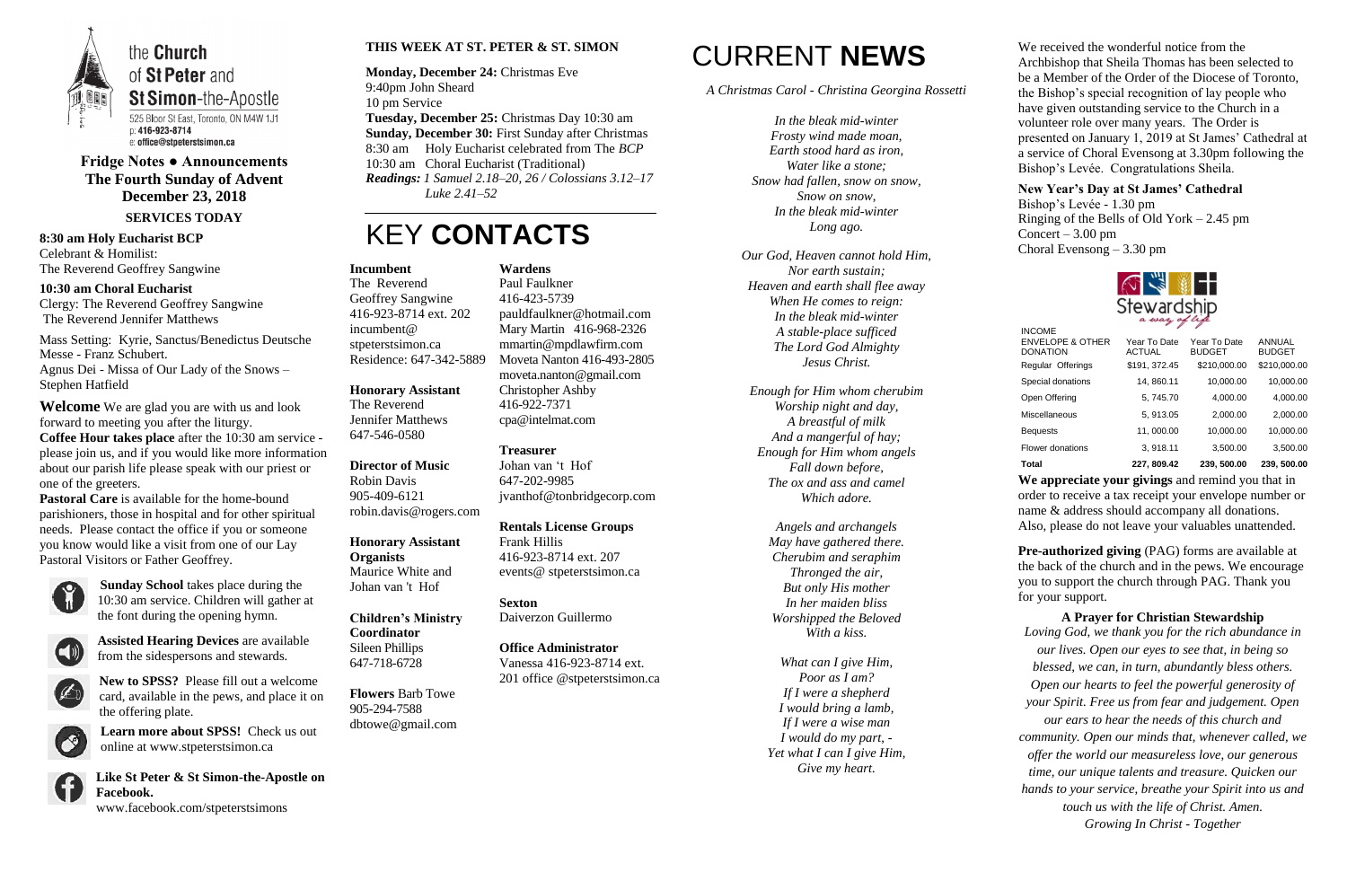the **Church** of **St Peter** and **St Simon**-the-Apostle

525 Bloor St East, Toronto, ON M4W 1J1
p: 416-923-8714
e: office@stpeterstsimon.ca

**Fridge Notes ● Announcements**
**The Fourth Sunday of Advent**
**December 23, 2018**

**SERVICES TODAY**

**8:30 am Holy Eucharist BCP**
Celebrant & Homilist:
The Reverend Geoffrey Sangwine

**10:30 am Choral Eucharist**
Clergy: The Reverend Geoffrey Sangwine
The Reverend Jennifer Matthews

Mass Setting: Kyrie, Sanctus/Benedictus Deutsche Messe - Franz Schubert.
Agnus Dei - Missa of Our Lady of the Snows – Stephen Hatfield

**Welcome** We are glad you are with us and look forward to meeting you after the liturgy.
**Coffee Hour takes place** after the 10:30 am service - please join us, and if you would like more information about our parish life please speak with our priest or one of the greeters.
**Pastoral Care** is available for the home-bound parishioners, those in hospital and for other spiritual needs. Please contact the office if you or someone you know would like a visit from one of our Lay Pastoral Visitors or Father Geoffrey.

**Sunday School** takes place during the 10:30 am service. Children will gather at the font during the opening hymn.

**Assisted Hearing Devices** are available from the sidespersons and stewards.

**New to SPSS?** Please fill out a welcome card, available in the pews, and place it on the offering plate.

**Learn more about SPSS!** Check us out online at www.stpeterstsimon.ca

**Like St Peter & St Simon-the-Apostle on Facebook.**
www.facebook.com/stpeterstsimons

## THIS WEEK AT ST. PETER & ST. SIMON

**Monday, December 24:** Christmas Eve
9:40pm John Sheard
10 pm Service
**Tuesday, December 25:** Christmas Day 10:30 am
**Sunday, December 30:** First Sunday after Christmas
8:30 am Holy Eucharist celebrated from The *BCP*
10:30 am Choral Eucharist (Traditional)
*Readings: 1 Samuel 2.18–20, 26 / Colossians 3.12–17 Luke 2.41–52*

# KEY **CONTACTS**

**Incumbent**
The Reverend
Geoffrey Sangwine
416-923-8714 ext. 202
incumbent@stpeterstsimon.ca
Residence: 647-342-5889

**Honorary Assistant**
The Reverend
Jennifer Matthews
647-546-0580

**Director of Music**
Robin Davis
905-409-6121
robin.davis@rogers.com

**Honorary Assistant Organists**
Maurice White and
Johan van 't Hof

**Children's Ministry Coordinator**
Sileen Phillips
647-718-6728

**Flowers** Barb Towe
905-294-7588
dbtowe@gmail.com

**Wardens**
Paul Faulkner
416-423-5739
pauldfaulkner@hotmail.com
Mary Martin 416-968-2326
mmartin@mpdlawfirm.com
Moveta Nanton 416-493-2805
moveta.nanton@gmail.com
Christopher Ashby
416-922-7371
cpa@intelmat.com

**Treasurer**
Johan van 't Hof
647-202-9985
jvanthof@tonbridgecorp.com

**Rentals License Groups**
Frank Hillis
416-923-8714 ext. 207
events@ stpeterstsimon.ca

**Sexton**
Daiverzon Guillermo

**Office Administrator**
Vanessa 416-923-8714 ext. 201 office @stpeterstsimon.ca

# CURRENT **NEWS**

*A Christmas Carol - Christina Georgina Rossetti*

*In the bleak mid-winter*
*Frosty wind made moan,*
*Earth stood hard as iron,*
*Water like a stone;*
*Snow had fallen, snow on snow,*
*Snow on snow,*
*In the bleak mid-winter*
*Long ago.*

*Our God, Heaven cannot hold Him,*
*Nor earth sustain;*
*Heaven and earth shall flee away*
*When He comes to reign:*
*In the bleak mid-winter*
*A stable-place sufficed*
*The Lord God Almighty*
*Jesus Christ.*

*Enough for Him whom cherubim*
*Worship night and day,*
*A breastful of milk*
*And a mangerful of hay;*
*Enough for Him whom angels*
*Fall down before,*
*The ox and ass and camel*
*Which adore.*

*Angels and archangels*
*May have gathered there.*
*Cherubim and seraphim*
*Thronged the air,*
*But only His mother*
*In her maiden bliss*
*Worshipped the Beloved*
*With a kiss.*

*What can I give Him,*
*Poor as I am?*
*If I were a shepherd*
*I would bring a lamb,*
*If I were a wise man*
*I would do my part, -*
*Yet what I can I give Him,*
*Give my heart.*

We received the wonderful notice from the Archbishop that Sheila Thomas has been selected to be a Member of the Order of the Diocese of Toronto, the Bishop's special recognition of lay people who have given outstanding service to the Church in a volunteer role over many years. The Order is presented on January 1, 2019 at St James' Cathedral at a service of Choral Evensong at 3.30pm following the Bishop's Levée. Congratulations Sheila.

**New Year's Day at St James' Cathedral**
Bishop's Levée - 1.30 pm
Ringing of the Bells of Old York – 2.45 pm
Concert – 3.00 pm
Choral Evensong – 3.30 pm

Stewardship *a way of life*

| INCOME ENVELOPE & OTHER DONATION | Year To Date ACTUAL | Year To Date BUDGET | ANNUAL BUDGET |
|---|---|---|---|
| Regular Offerings | $191, 372.45 | $210,000.00 | $210,000.00 |
| Special donations | 14, 860.11 | 10,000.00 | 10,000.00 |
| Open Offering | 5, 745.70 | 4,000.00 | 4,000.00 |
| Miscellaneous | 5, 913.05 | 2,000.00 | 2,000.00 |
| Bequests | 11, 000.00 | 10,000.00 | 10,000.00 |
| Flower donations | 3, 918.11 | 3,500.00 | 3,500.00 |
| **Total** | **227, 809.42** | **239, 500.00** | **239, 500.00** |

**We appreciate your givings** and remind you that in order to receive a tax receipt your envelope number or name & address should accompany all donations. Also, please do not leave your valuables unattended.

**Pre-authorized giving** (PAG) forms are available at the back of the church and in the pews. We encourage you to support the church through PAG. Thank you for your support.

**A Prayer for Christian Stewardship**

*Loving God, we thank you for the rich abundance in our lives. Open our eyes to see that, in being so blessed, we can, in turn, abundantly bless others. Open our hearts to feel the powerful generosity of your Spirit. Free us from fear and judgement. Open our ears to hear the needs of this church and community. Open our minds that, whenever called, we offer the world our measureless love, our generous time, our unique talents and treasure. Quicken our hands to your service, breathe your Spirit into us and touch us with the life of Christ. Amen.*
*Growing In Christ - Together*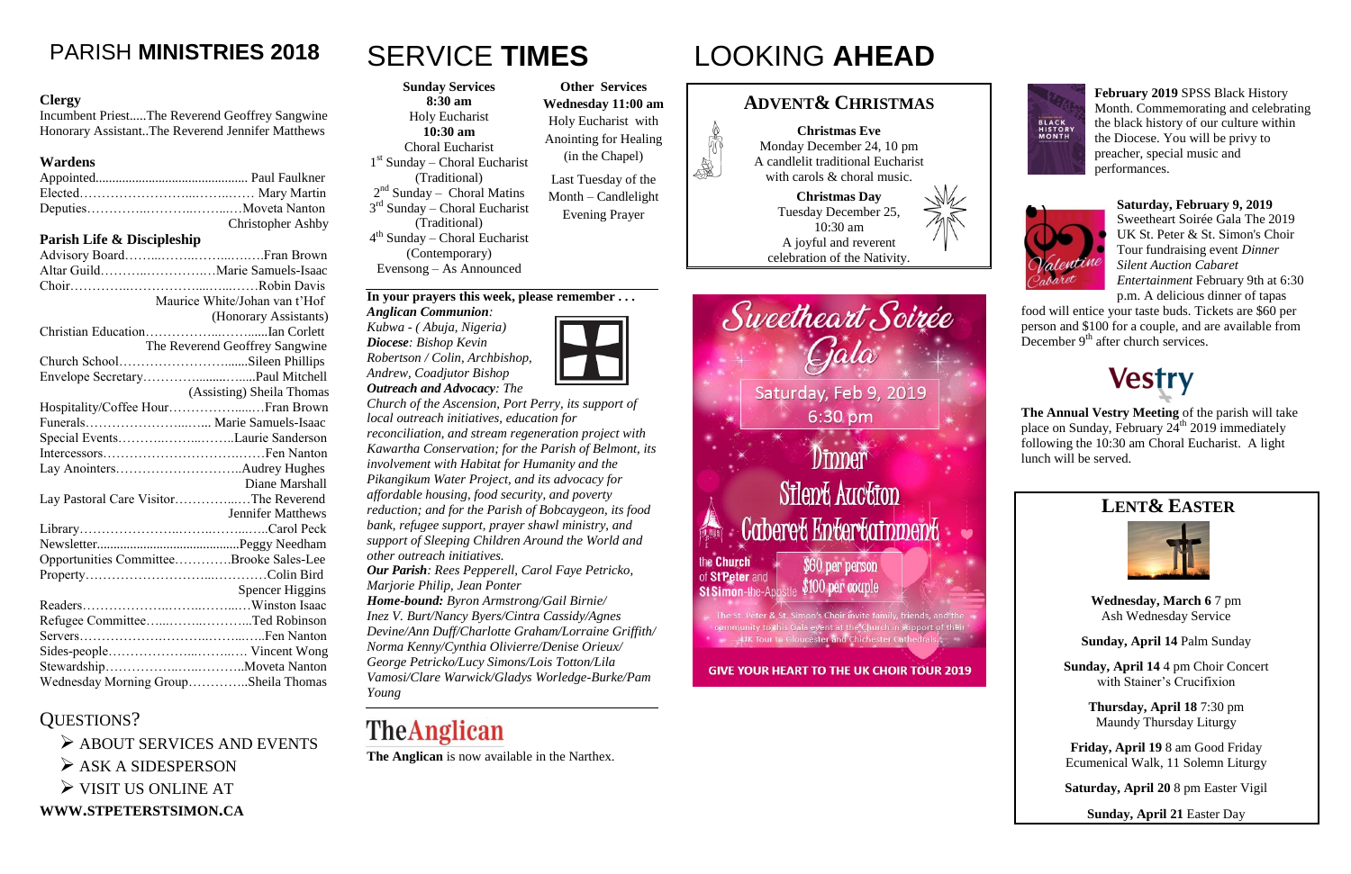# PARISH **MINISTRIES 2018**

### Clergy

Incumbent Priest.....The Reverend Geoffrey Sangwine
Honorary Assistant..The Reverend Jennifer Matthews

### Wardens

Appointed............................................. Paul Faulkner
Elected………………………..……..…… Mary Martin
Deputies…………..………..……...…Moveta Nanton
Christopher Ashby

### Parish Life & Discipleship

Advisory Board……...……..……...…….Fran Brown
Altar Guild………..……………Marie Samuels-Isaac
Choir…………..……………...…...……Robin Davis
Maurice White/Johan van t'Hof
(Honorary Assistants)
Christian Education……………..……......Ian Corlett
The Reverend Geoffrey Sangwine
Church School……………………......Sileen Phillips
Envelope Secretary………….........…....Paul Mitchell
(Assisting) Sheila Thomas
Hospitality/Coffee Hour…………….....…Fran Brown
Funerals……………………..…... Marie Samuels-Isaac
Special Events………..……...……..Laurie Sanderson
Intercessors…………………………..……Fen Nanton
Lay Anointers………………………..Audrey Hughes
Diane Marshall
Lay Pastoral Care Visitor……………..….The Reverend
Jennifer Matthews
Library…………………..……..……...…..Carol Peck
Newsletter...........................................Peggy Needham
Opportunities Committee………….Brooke Sales-Lee
Property………………………...………Colin Bird
Spencer Higgins
Readers………………..……..……..……Winston Isaac
Refugee Committee…...……..………..Ted Robinson
Servers…………………………...……..Fen Nanton
Sides-people………………...……..…… Vincent Wong
Stewardship……………..…..………..Moveta Nanton
Wednesday Morning Group…………..Sheila Thomas

## QUESTIONS?

- ABOUT SERVICES AND EVENTS
- ASK A SIDESPERSON
- VISIT US ONLINE AT

**WWW.STPETERSTSIMON.CA**

# SERVICE **TIMES**

**Sunday Services**
**8:30 am**
Holy Eucharist
**10:30 am**
Choral Eucharist
1st Sunday – Choral Eucharist (Traditional)
2nd Sunday – Choral Matins
3rd Sunday – Choral Eucharist (Traditional)
4th Sunday – Choral Eucharist (Contemporary)
Evensong – As Announced

**Other Services**
**Wednesday 11:00 am**
Holy Eucharist with Anointing for Healing (in the Chapel)

Last Tuesday of the Month – Candlelight Evening Prayer

**In your prayers this week, please remember . . .**

***Anglican Communion**:* *Kubwa - ( Abuja, Nigeria)*
***Diocese**: Bishop Kevin Robertson / Colin, Archbishop, Andrew, Coadjutor Bishop*
***Outreach and Advocacy**: The Church of the Ascension, Port Perry, its support of local outreach initiatives, education for reconciliation, and stream regeneration project with Kawartha Conservation; for the Parish of Belmont, its involvement with Habitat for Humanity and the Pikangikum Water Project, and its advocacy for affordable housing, food security, and poverty reduction; and for the Parish of Bobcaygeon, its food bank, refugee support, prayer shawl ministry, and support of Sleeping Children Around the World and other outreach initiatives.*
***Our Parish**: Rees Pepperell, Carol Faye Petricko, Marjorie Philip, Jean Ponter*
***Home-bound:** Byron Armstrong/Gail Birnie/ Inez V. Burt/Nancy Byers/Cintra Cassidy/Agnes Devine/Ann Duff/Charlotte Graham/Lorraine Griffith/ Norma Kenny/Cynthia Olivierre/Denise Orieux/ George Petricko/Lucy Simons/Lois Totton/Lila Vamosi/Clare Warwick/Gladys Worledge-Burke/Pam Young*

**TheAnglican**

**The Anglican** is now available in the Narthex.

# LOOKING **AHEAD**

## ADVENT& CHRISTMAS

**Christmas Eve**
Monday December 24, 10 pm
A candlelit traditional Eucharist with carols & choral music.

**Christmas Day**
Tuesday December 25, 10:30 am
A joyful and reverent celebration of the Nativity.

Sweetheart Soirée Gala
Saturday, Feb 9, 2019
6:30 pm
Dinner
Silent Auction
Cabaret Entertainment
the Church of St Peter and St Simon-the-Apostle
$60 per person
$100 per couple
The St. Peter & St. Simon's Choir invite family, friends, and the community to this Gala event at the Church in support of their UK Tour to Gloucester and Chichester Cathedrals.
GIVE YOUR HEART TO THE UK CHOIR TOUR 2019

**February 2019** SPSS Black History Month. Commemorating and celebrating the black history of our culture within the Diocese. You will be privy to preacher, special music and performances.

**Saturday, February 9, 2019** Sweetheart Soirée Gala The 2019 UK St. Peter & St. Simon's Choir Tour fundraising event *Dinner Silent Auction Cabaret Entertainment* February 9th at 6:30 p.m. A delicious dinner of tapas food will entice your taste buds. Tickets are $60 per person and $100 for a couple, and are available from December 9th after church services.

**Vestry**

**The Annual Vestry Meeting** of the parish will take place on Sunday, February 24th 2019 immediately following the 10:30 am Choral Eucharist. A light lunch will be served.

## LENT& EASTER

**Wednesday, March 6** 7 pm
Ash Wednesday Service

**Sunday, April 14** Palm Sunday

**Sunday, April 14** 4 pm Choir Concert with Stainer's Crucifixion

**Thursday, April 18** 7:30 pm
Maundy Thursday Liturgy

**Friday, April 19** 8 am Good Friday Ecumenical Walk, 11 Solemn Liturgy

**Saturday, April 20** 8 pm Easter Vigil

**Sunday, April 21** Easter Day